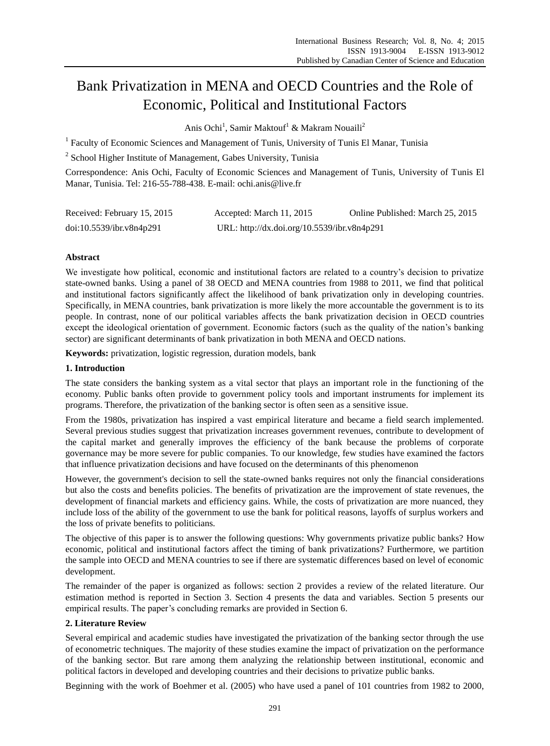# Bank Privatization in MENA and OECD Countries and the Role of Economic, Political and Institutional Factors

Anis Ochi[1], Samir Maktouf[1] & Makram Nouaili[2]

[1] Faculty of Economic Sciences and Management of Tunis, University of Tunis El Manar, Tunisia

[2] School Higher Institute of Management, Gabes University, Tunisia

Correspondence: Anis Ochi, Faculty of Economic Sciences and Management of Tunis, University of Tunis El Manar, Tunisia. Tel: 216-55-788-438. E-mail: ochi.anis@live.fr

Received: February 15, 2015 Accepted: March 11, 2015 Online Published: March 25, 2015

doi:10.5539/ibr.v8n4p291 URL: http://dx.doi.org/10.5539/ibr.v8n4p291

## Abstract

We investigate how political, economic and institutional factors are related to a country's decision to privatize state-owned banks. Using a panel of 38 OECD and MENA countries from 1988 to 2011, we find that political and institutional factors significantly affect the likelihood of bank privatization only in developing countries. Specifically, in MENA countries, bank privatization is more likely the more accountable the government is to its people. In contrast, none of our political variables affects the bank privatization decision in OECD countries except the ideological orientation of government. Economic factors (such as the quality of the nation's banking sector) are significant determinants of bank privatization in both MENA and OECD nations.

**Keywords:** privatization, logistic regression, duration models, bank

## 1. Introduction

The state considers the banking system as a vital sector that plays an important role in the functioning of the economy. Public banks often provide to government policy tools and important instruments for implement its programs. Therefore, the privatization of the banking sector is often seen as a sensitive issue.

From the 1980s, privatization has inspired a vast empirical literature and became a field search implemented. Several previous studies suggest that privatization increases government revenues, contribute to development of the capital market and generally improves the efficiency of the bank because the problems of corporate governance may be more severe for public companies. To our knowledge, few studies have examined the factors that influence privatization decisions and have focused on the determinants of this phenomenon

However, the government's decision to sell the state-owned banks requires not only the financial considerations but also the costs and benefits policies. The benefits of privatization are the improvement of state revenues, the development of financial markets and efficiency gains. While, the costs of privatization are more nuanced, they include loss of the ability of the government to use the bank for political reasons, layoffs of surplus workers and the loss of private benefits to politicians.

The objective of this paper is to answer the following questions: Why governments privatize public banks? How economic, political and institutional factors affect the timing of bank privatizations? Furthermore, we partition the sample into OECD and MENA countries to see if there are systematic differences based on level of economic development.

The remainder of the paper is organized as follows: section 2 provides a review of the related literature. Our estimation method is reported in Section 3. Section 4 presents the data and variables. Section 5 presents our empirical results. The paper's concluding remarks are provided in Section 6.

## 2. Literature Review

Several empirical and academic studies have investigated the privatization of the banking sector through the use of econometric techniques. The majority of these studies examine the impact of privatization on the performance of the banking sector. But rare among them analyzing the relationship between institutional, economic and political factors in developed and developing countries and their decisions to privatize public banks.

Beginning with the work of Boehmer et al. (2005) who have used a panel of 101 countries from 1982 to 2000,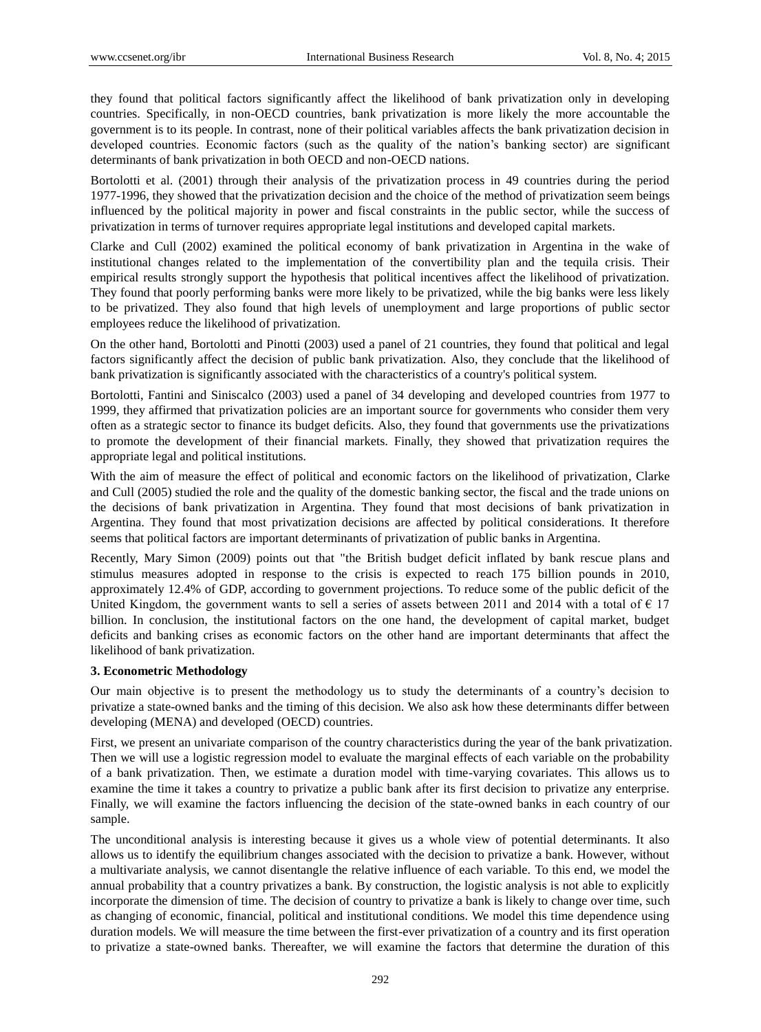they found that political factors significantly affect the likelihood of bank privatization only in developing countries. Specifically, in non-OECD countries, bank privatization is more likely the more accountable the government is to its people. In contrast, none of their political variables affects the bank privatization decision in developed countries. Economic factors (such as the quality of the nation's banking sector) are significant determinants of bank privatization in both OECD and non-OECD nations.

Bortolotti et al. (2001) through their analysis of the privatization process in 49 countries during the period 1977-1996, they showed that the privatization decision and the choice of the method of privatization seem beings influenced by the political majority in power and fiscal constraints in the public sector, while the success of privatization in terms of turnover requires appropriate legal institutions and developed capital markets.

Clarke and Cull (2002) examined the political economy of bank privatization in Argentina in the wake of institutional changes related to the implementation of the convertibility plan and the tequila crisis. Their empirical results strongly support the hypothesis that political incentives affect the likelihood of privatization. They found that poorly performing banks were more likely to be privatized, while the big banks were less likely to be privatized. They also found that high levels of unemployment and large proportions of public sector employees reduce the likelihood of privatization.

On the other hand, Bortolotti and Pinotti (2003) used a panel of 21 countries, they found that political and legal factors significantly affect the decision of public bank privatization. Also, they conclude that the likelihood of bank privatization is significantly associated with the characteristics of a country's political system.

Bortolotti, Fantini and Siniscalco (2003) used a panel of 34 developing and developed countries from 1977 to 1999, they affirmed that privatization policies are an important source for governments who consider them very often as a strategic sector to finance its budget deficits. Also, they found that governments use the privatizations to promote the development of their financial markets. Finally, they showed that privatization requires the appropriate legal and political institutions.

With the aim of measure the effect of political and economic factors on the likelihood of privatization, Clarke and Cull (2005) studied the role and the quality of the domestic banking sector, the fiscal and the trade unions on the decisions of bank privatization in Argentina. They found that most decisions of bank privatization in Argentina. They found that most privatization decisions are affected by political considerations. It therefore seems that political factors are important determinants of privatization of public banks in Argentina.

Recently, Mary Simon (2009) points out that "the British budget deficit inflated by bank rescue plans and stimulus measures adopted in response to the crisis is expected to reach 175 billion pounds in 2010, approximately 12.4% of GDP, according to government projections. To reduce some of the public deficit of the United Kingdom, the government wants to sell a series of assets between 2011 and 2014 with a total of € 17 billion. In conclusion, the institutional factors on the one hand, the development of capital market, budget deficits and banking crises as economic factors on the other hand are important determinants that affect the likelihood of bank privatization.

### 3. Econometric Methodology

Our main objective is to present the methodology us to study the determinants of a country's decision to privatize a state-owned banks and the timing of this decision. We also ask how these determinants differ between developing (MENA) and developed (OECD) countries.

First, we present an univariate comparison of the country characteristics during the year of the bank privatization. Then we will use a logistic regression model to evaluate the marginal effects of each variable on the probability of a bank privatization. Then, we estimate a duration model with time-varying covariates. This allows us to examine the time it takes a country to privatize a public bank after its first decision to privatize any enterprise. Finally, we will examine the factors influencing the decision of the state-owned banks in each country of our sample.

The unconditional analysis is interesting because it gives us a whole view of potential determinants. It also allows us to identify the equilibrium changes associated with the decision to privatize a bank. However, without a multivariate analysis, we cannot disentangle the relative influence of each variable. To this end, we model the annual probability that a country privatizes a bank. By construction, the logistic analysis is not able to explicitly incorporate the dimension of time. The decision of country to privatize a bank is likely to change over time, such as changing of economic, financial, political and institutional conditions. We model this time dependence using duration models. We will measure the time between the first-ever privatization of a country and its first operation to privatize a state-owned banks. Thereafter, we will examine the factors that determine the duration of this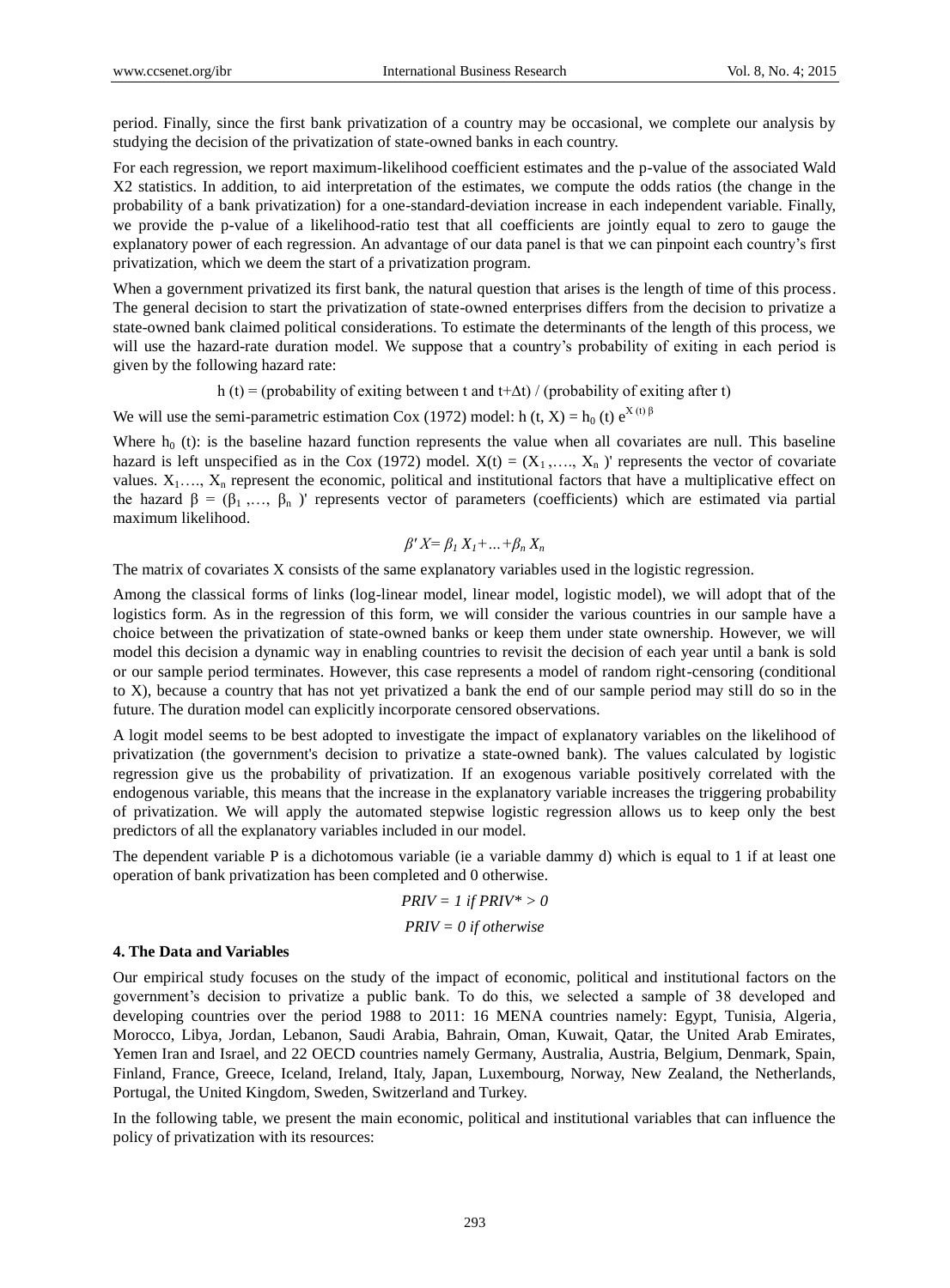period. Finally, since the first bank privatization of a country may be occasional, we complete our analysis by studying the decision of the privatization of state-owned banks in each country.

For each regression, we report maximum-likelihood coefficient estimates and the p-value of the associated Wald X2 statistics. In addition, to aid interpretation of the estimates, we compute the odds ratios (the change in the probability of a bank privatization) for a one-standard-deviation increase in each independent variable. Finally, we provide the p-value of a likelihood-ratio test that all coefficients are jointly equal to zero to gauge the explanatory power of each regression. An advantage of our data panel is that we can pinpoint each country's first privatization, which we deem the start of a privatization program.

When a government privatized its first bank, the natural question that arises is the length of time of this process. The general decision to start the privatization of state-owned enterprises differs from the decision to privatize a state-owned bank claimed political considerations. To estimate the determinants of the length of this process, we will use the hazard-rate duration model. We suppose that a country's probability of exiting in each period is given by the following hazard rate:

$$h(t) = (\text{probability of exiting between } t \text{ and } t+\Delta t) / (\text{probability of exiting after } t)$$

We will use the semi-parametric estimation Cox (1972) model: $h(t, X) = h_0(t)\, e^{X(t)\beta}$

Where $h_0(t)$: is the baseline hazard function represents the value when all covariates are null. This baseline hazard is left unspecified as in the Cox (1972) model. $X(t) = (X_1, \ldots, X_n)'$ represents the vector of covariate values. $X_1 \ldots, X_n$ represent the economic, political and institutional factors that have a multiplicative effect on the hazard $\beta = (\beta_1, \ldots, \beta_n)'$ represents vector of parameters (coefficients) which are estimated via partial maximum likelihood.

$$\beta' X = \beta_1 X_1 + \ldots + \beta_n X_n$$

The matrix of covariates X consists of the same explanatory variables used in the logistic regression.

Among the classical forms of links (log-linear model, linear model, logistic model), we will adopt that of the logistics form. As in the regression of this form, we will consider the various countries in our sample have a choice between the privatization of state-owned banks or keep them under state ownership. However, we will model this decision a dynamic way in enabling countries to revisit the decision of each year until a bank is sold or our sample period terminates. However, this case represents a model of random right-censoring (conditional to X), because a country that has not yet privatized a bank the end of our sample period may still do so in the future. The duration model can explicitly incorporate censored observations.

A logit model seems to be best adopted to investigate the impact of explanatory variables on the likelihood of privatization (the government's decision to privatize a state-owned bank). The values calculated by logistic regression give us the probability of privatization. If an exogenous variable positively correlated with the endogenous variable, this means that the increase in the explanatory variable increases the triggering probability of privatization. We will apply the automated stepwise logistic regression allows us to keep only the best predictors of all the explanatory variables included in our model.

The dependent variable P is a dichotomous variable (ie a variable dammy d) which is equal to 1 if at least one operation of bank privatization has been completed and 0 otherwise.

$$PRIV = 1 \text{ if } PRIV^* > 0$$

$$PRIV = 0 \text{ if otherwise}$$

## 4. The Data and Variables

Our empirical study focuses on the study of the impact of economic, political and institutional factors on the government's decision to privatize a public bank. To do this, we selected a sample of 38 developed and developing countries over the period 1988 to 2011: 16 MENA countries namely: Egypt, Tunisia, Algeria, Morocco, Libya, Jordan, Lebanon, Saudi Arabia, Bahrain, Oman, Kuwait, Qatar, the United Arab Emirates, Yemen Iran and Israel, and 22 OECD countries namely Germany, Australia, Austria, Belgium, Denmark, Spain, Finland, France, Greece, Iceland, Ireland, Italy, Japan, Luxembourg, Norway, New Zealand, the Netherlands, Portugal, the United Kingdom, Sweden, Switzerland and Turkey.

In the following table, we present the main economic, political and institutional variables that can influence the policy of privatization with its resources: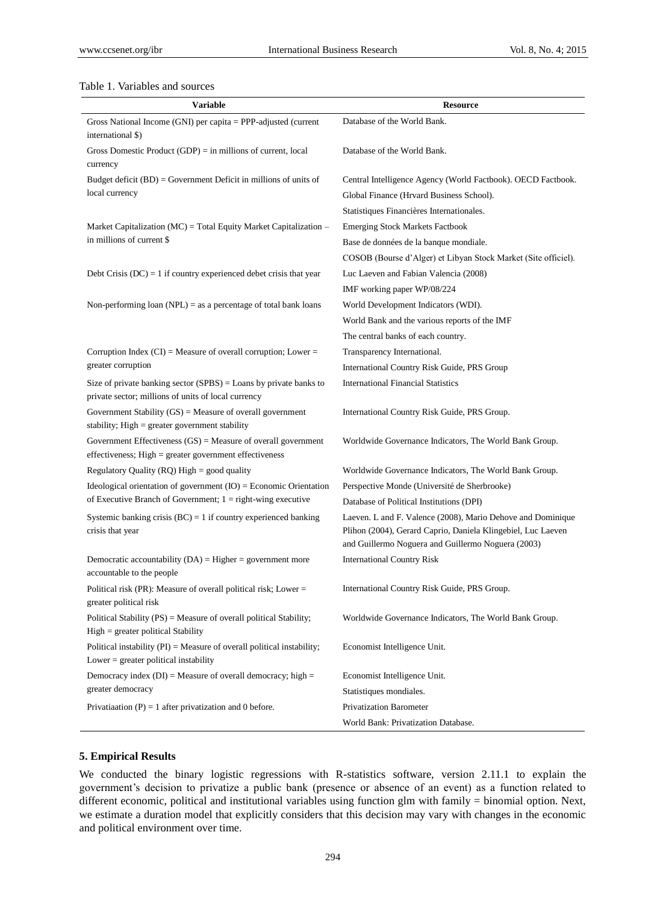Table 1. Variables and sources

| Variable | Resource |
|---|---|
| Gross National Income (GNI) per capita = PPP-adjusted (current international $) | Database of the World Bank. |
| Gross Domestic Product (GDP) = in millions of current, local currency | Database of the World Bank. |
| Budget deficit (BD) = Government Deficit in millions of units of local currency | Central Intelligence Agency (World Factbook). OECD Factbook. Global Finance (Hrvard Business School). Statistiques Financières Internationales. |
| Market Capitalization (MC) = Total Equity Market Capitalization – in millions of current $ | Emerging Stock Markets Factbook Base de données de la banque mondiale. COSOB (Bourse d'Alger) et Libyan Stock Market (Site officiel). |
| Debt Crisis (DC) = 1 if country experienced debet crisis that year | Luc Laeven and Fabian Valencia (2008) IMF working paper WP/08/224 |
| Non-performing loan (NPL) = as a percentage of total bank loans | World Development Indicators (WDI). World Bank and the various reports of the IMF The central banks of each country. |
| Corruption Index (CI) = Measure of overall corruption; Lower = greater corruption | Transparency International. International Country Risk Guide, PRS Group |
| Size of private banking sector (SPBS) = Loans by private banks to private sector; millions of units of local currency | International Financial Statistics |
| Government Stability (GS) = Measure of overall government stability; High = greater government stability | International Country Risk Guide, PRS Group. |
| Government Effectiveness (GS) = Measure of overall government effectiveness; High = greater government effectiveness | Worldwide Governance Indicators, The World Bank Group. |
| Regulatory Quality (RQ) High = good quality | Worldwide Governance Indicators, The World Bank Group. |
| Ideological orientation of government (IO) = Economic Orientation of Executive Branch of Government; 1 = right-wing executive | Perspective Monde (Université de Sherbrooke) Database of Political Institutions (DPI) |
| Systemic banking crisis (BC) = 1 if country experienced banking crisis that year | Laeven. L and F. Valence (2008), Mario Dehove and Dominique Plihon (2004), Gerard Caprio, Daniela Klingebiel, Luc Laeven and Guillermo Noguera and Guillermo Noguera (2003) |
| Democratic accountability (DA) = Higher = government more accountable to the people | International Country Risk |
| Political risk (PR): Measure of overall political risk; Lower = greater political risk | International Country Risk Guide, PRS Group. |
| Political Stability (PS) = Measure of overall political Stability; High = greater political Stability | Worldwide Governance Indicators, The World Bank Group. |
| Political instability (PI) = Measure of overall political instability; Lower = greater political instability | Economist Intelligence Unit. |
| Democracy index (DI) = Measure of overall democracy; high = greater democracy | Economist Intelligence Unit. Statistiques mondiales. |
| Privatiaation (P) = 1 after privatization and 0 before. | Privatization Barometer World Bank: Privatization Database. |

## 5. Empirical Results

We conducted the binary logistic regressions with R-statistics software, version 2.11.1 to explain the government's decision to privatize a public bank (presence or absence of an event) as a function related to different economic, political and institutional variables using function glm with family = binomial option. Next, we estimate a duration model that explicitly considers that this decision may vary with changes in the economic and political environment over time.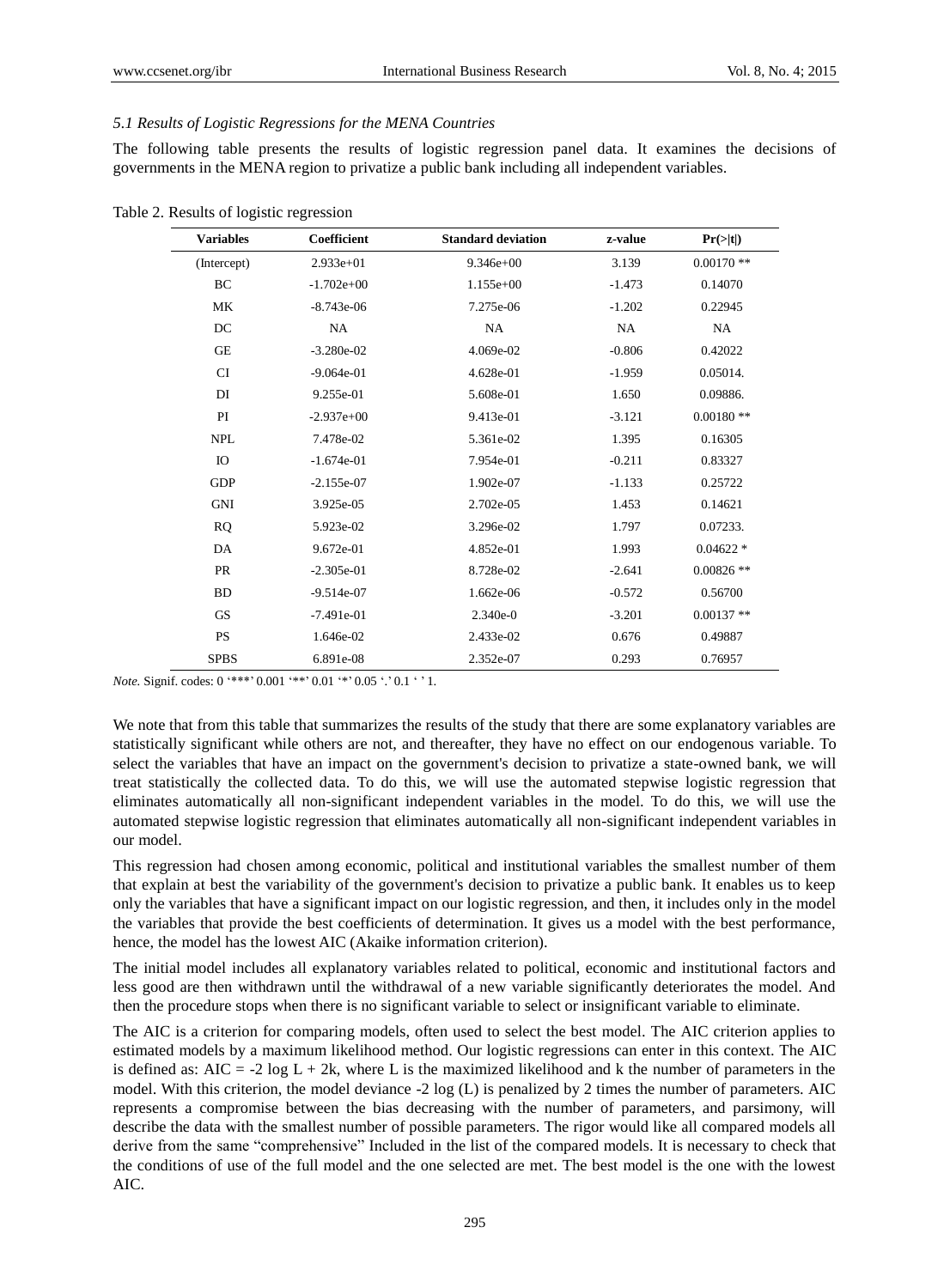*5.1 Results of Logistic Regressions for the MENA Countries*

The following table presents the results of logistic regression panel data. It examines the decisions of governments in the MENA region to privatize a public bank including all independent variables.

Table 2. Results of logistic regression

| Variables | Coefficient | Standard deviation | z-value | Pr(>\|t\|) |
|---|---|---|---|---|
| (Intercept) | 2.933e+01 | 9.346e+00 | 3.139 | 0.00170 ** |
| BC | -1.702e+00 | 1.155e+00 | -1.473 | 0.14070 |
| MK | -8.743e-06 | 7.275e-06 | -1.202 | 0.22945 |
| DC | NA | NA | NA | NA |
| GE | -3.280e-02 | 4.069e-02 | -0.806 | 0.42022 |
| CI | -9.064e-01 | 4.628e-01 | -1.959 | 0.05014. |
| DI | 9.255e-01 | 5.608e-01 | 1.650 | 0.09886. |
| PI | -2.937e+00 | 9.413e-01 | -3.121 | 0.00180 ** |
| NPL | 7.478e-02 | 5.361e-02 | 1.395 | 0.16305 |
| IO | -1.674e-01 | 7.954e-01 | -0.211 | 0.83327 |
| GDP | -2.155e-07 | 1.902e-07 | -1.133 | 0.25722 |
| GNI | 3.925e-05 | 2.702e-05 | 1.453 | 0.14621 |
| RQ | 5.923e-02 | 3.296e-02 | 1.797 | 0.07233. |
| DA | 9.672e-01 | 4.852e-01 | 1.993 | 0.04622 * |
| PR | -2.305e-01 | 8.728e-02 | -2.641 | 0.00826 ** |
| BD | -9.514e-07 | 1.662e-06 | -0.572 | 0.56700 |
| GS | -7.491e-01 | 2.340e-0 | -3.201 | 0.00137 ** |
| PS | 1.646e-02 | 2.433e-02 | 0.676 | 0.49887 |
| SPBS | 6.891e-08 | 2.352e-07 | 0.293 | 0.76957 |

*Note.* Signif. codes: 0 '***' 0.001 '**' 0.01 '*' 0.05 '.' 0.1 ' ' 1.

We note that from this table that summarizes the results of the study that there are some explanatory variables are statistically significant while others are not, and thereafter, they have no effect on our endogenous variable. To select the variables that have an impact on the government's decision to privatize a state-owned bank, we will treat statistically the collected data. To do this, we will use the automated stepwise logistic regression that eliminates automatically all non-significant independent variables in the model. To do this, we will use the automated stepwise logistic regression that eliminates automatically all non-significant independent variables in our model.

This regression had chosen among economic, political and institutional variables the smallest number of them that explain at best the variability of the government's decision to privatize a public bank. It enables us to keep only the variables that have a significant impact on our logistic regression, and then, it includes only in the model the variables that provide the best coefficients of determination. It gives us a model with the best performance, hence, the model has the lowest AIC (Akaike information criterion).

The initial model includes all explanatory variables related to political, economic and institutional factors and less good are then withdrawn until the withdrawal of a new variable significantly deteriorates the model. And then the procedure stops when there is no significant variable to select or insignificant variable to eliminate.

The AIC is a criterion for comparing models, often used to select the best model. The AIC criterion applies to estimated models by a maximum likelihood method. Our logistic regressions can enter in this context. The AIC is defined as: $AIC = -2 \log L + 2k$, where L is the maximized likelihood and k the number of parameters in the model. With this criterion, the model deviance $-2 \log (L)$ is penalized by 2 times the number of parameters. AIC represents a compromise between the bias decreasing with the number of parameters, and parsimony, will describe the data with the smallest number of possible parameters. The rigor would like all compared models all derive from the same "comprehensive" Included in the list of the compared models. It is necessary to check that the conditions of use of the full model and the one selected are met. The best model is the one with the lowest AIC.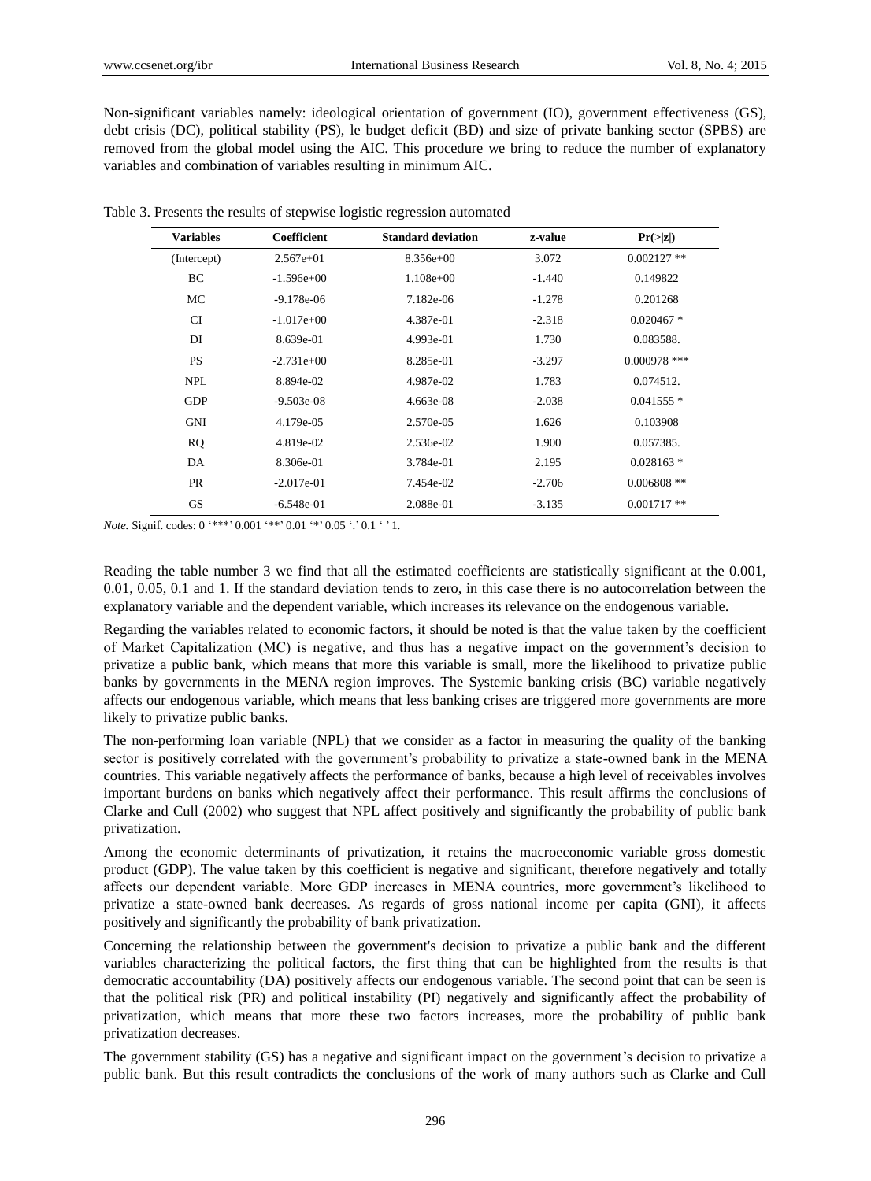Non-significant variables namely: ideological orientation of government (IO), government effectiveness (GS), debt crisis (DC), political stability (PS), le budget deficit (BD) and size of private banking sector (SPBS) are removed from the global model using the AIC. This procedure we bring to reduce the number of explanatory variables and combination of variables resulting in minimum AIC.

Table 3. Presents the results of stepwise logistic regression automated

| Variables | Coefficient | Standard deviation | z-value | Pr(>\|z\|) |
|---|---|---|---|---|
| (Intercept) | 2.567e+01 | 8.356e+00 | 3.072 | 0.002127 ** |
| BC | -1.596e+00 | 1.108e+00 | -1.440 | 0.149822 |
| MC | -9.178e-06 | 7.182e-06 | -1.278 | 0.201268 |
| CI | -1.017e+00 | 4.387e-01 | -2.318 | 0.020467 * |
| DI | 8.639e-01 | 4.993e-01 | 1.730 | 0.083588. |
| PS | -2.731e+00 | 8.285e-01 | -3.297 | 0.000978 *** |
| NPL | 8.894e-02 | 4.987e-02 | 1.783 | 0.074512. |
| GDP | -9.503e-08 | 4.663e-08 | -2.038 | 0.041555 * |
| GNI | 4.179e-05 | 2.570e-05 | 1.626 | 0.103908 |
| RQ | 4.819e-02 | 2.536e-02 | 1.900 | 0.057385. |
| DA | 8.306e-01 | 3.784e-01 | 2.195 | 0.028163 * |
| PR | -2.017e-01 | 7.454e-02 | -2.706 | 0.006808 ** |
| GS | -6.548e-01 | 2.088e-01 | -3.135 | 0.001717 ** |

*Note.* Signif. codes: 0 '***' 0.001 '**' 0.01 '*' 0.05 '.' 0.1 ' ' 1.

Reading the table number 3 we find that all the estimated coefficients are statistically significant at the 0.001, 0.01, 0.05, 0.1 and 1. If the standard deviation tends to zero, in this case there is no autocorrelation between the explanatory variable and the dependent variable, which increases its relevance on the endogenous variable.

Regarding the variables related to economic factors, it should be noted is that the value taken by the coefficient of Market Capitalization (MC) is negative, and thus has a negative impact on the government's decision to privatize a public bank, which means that more this variable is small, more the likelihood to privatize public banks by governments in the MENA region improves. The Systemic banking crisis (BC) variable negatively affects our endogenous variable, which means that less banking crises are triggered more governments are more likely to privatize public banks.

The non-performing loan variable (NPL) that we consider as a factor in measuring the quality of the banking sector is positively correlated with the government's probability to privatize a state-owned bank in the MENA countries. This variable negatively affects the performance of banks, because a high level of receivables involves important burdens on banks which negatively affect their performance. This result affirms the conclusions of Clarke and Cull (2002) who suggest that NPL affect positively and significantly the probability of public bank privatization.

Among the economic determinants of privatization, it retains the macroeconomic variable gross domestic product (GDP). The value taken by this coefficient is negative and significant, therefore negatively and totally affects our dependent variable. More GDP increases in MENA countries, more government's likelihood to privatize a state-owned bank decreases. As regards of gross national income per capita (GNI), it affects positively and significantly the probability of bank privatization.

Concerning the relationship between the government's decision to privatize a public bank and the different variables characterizing the political factors, the first thing that can be highlighted from the results is that democratic accountability (DA) positively affects our endogenous variable. The second point that can be seen is that the political risk (PR) and political instability (PI) negatively and significantly affect the probability of privatization, which means that more these two factors increases, more the probability of public bank privatization decreases.

The government stability (GS) has a negative and significant impact on the government's decision to privatize a public bank. But this result contradicts the conclusions of the work of many authors such as Clarke and Cull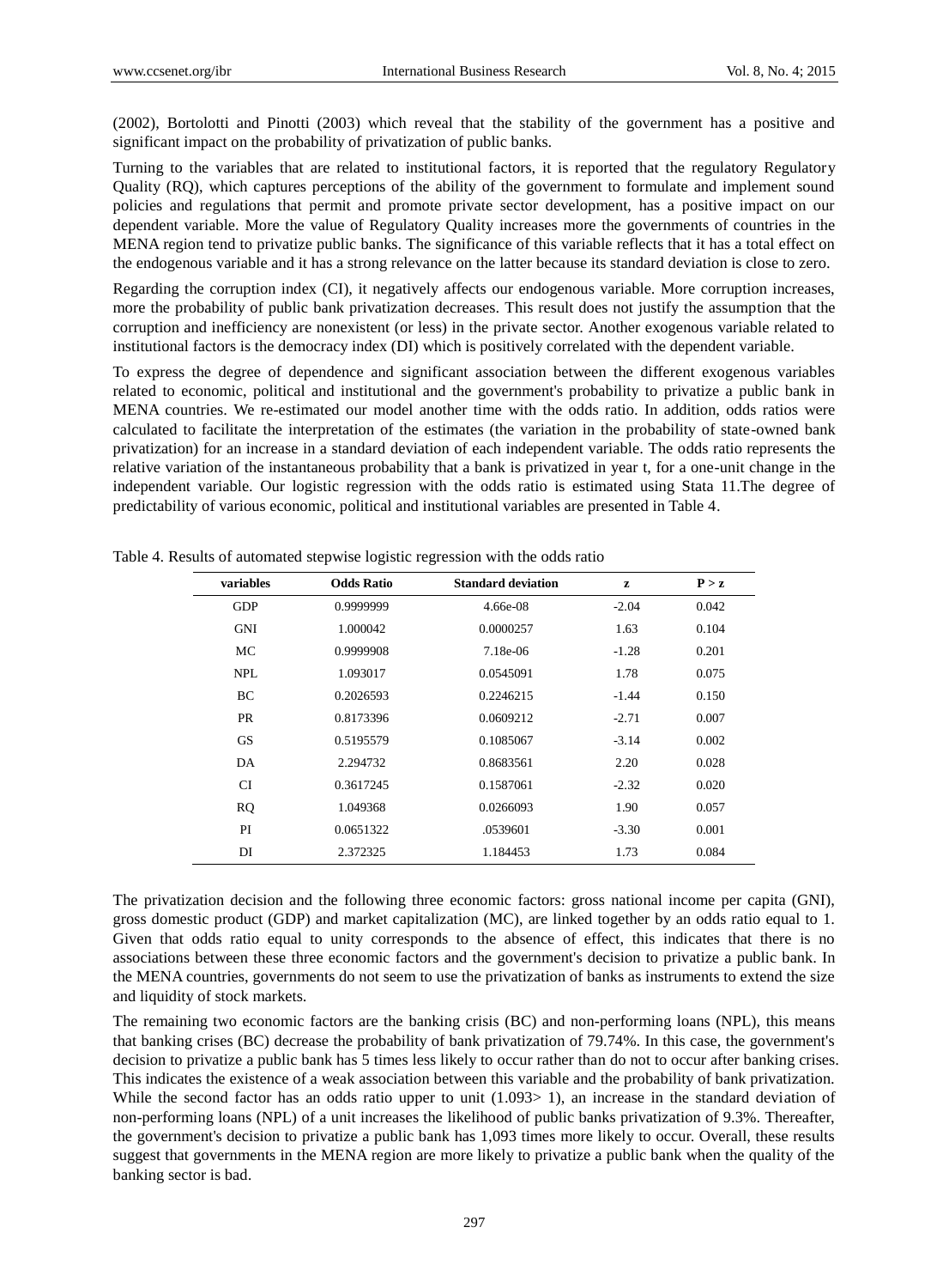(2002), Bortolotti and Pinotti (2003) which reveal that the stability of the government has a positive and significant impact on the probability of privatization of public banks.

Turning to the variables that are related to institutional factors, it is reported that the regulatory Regulatory Quality (RQ), which captures perceptions of the ability of the government to formulate and implement sound policies and regulations that permit and promote private sector development, has a positive impact on our dependent variable. More the value of Regulatory Quality increases more the governments of countries in the MENA region tend to privatize public banks. The significance of this variable reflects that it has a total effect on the endogenous variable and it has a strong relevance on the latter because its standard deviation is close to zero.

Regarding the corruption index (CI), it negatively affects our endogenous variable. More corruption increases, more the probability of public bank privatization decreases. This result does not justify the assumption that the corruption and inefficiency are nonexistent (or less) in the private sector. Another exogenous variable related to institutional factors is the democracy index (DI) which is positively correlated with the dependent variable.

To express the degree of dependence and significant association between the different exogenous variables related to economic, political and institutional and the government's probability to privatize a public bank in MENA countries. We re-estimated our model another time with the odds ratio. In addition, odds ratios were calculated to facilitate the interpretation of the estimates (the variation in the probability of state-owned bank privatization) for an increase in a standard deviation of each independent variable. The odds ratio represents the relative variation of the instantaneous probability that a bank is privatized in year t, for a one-unit change in the independent variable. Our logistic regression with the odds ratio is estimated using Stata 11.The degree of predictability of various economic, political and institutional variables are presented in Table 4.

Table 4. Results of automated stepwise logistic regression with the odds ratio

| variables | Odds Ratio | Standard deviation | z | P > z |
|---|---|---|---|---|
| GDP | 0.9999999 | 4.66e-08 | -2.04 | 0.042 |
| GNI | 1.000042 | 0.0000257 | 1.63 | 0.104 |
| MC | 0.9999908 | 7.18e-06 | -1.28 | 0.201 |
| NPL | 1.093017 | 0.0545091 | 1.78 | 0.075 |
| BC | 0.2026593 | 0.2246215 | -1.44 | 0.150 |
| PR | 0.8173396 | 0.0609212 | -2.71 | 0.007 |
| GS | 0.5195579 | 0.1085067 | -3.14 | 0.002 |
| DA | 2.294732 | 0.8683561 | 2.20 | 0.028 |
| CI | 0.3617245 | 0.1587061 | -2.32 | 0.020 |
| RQ | 1.049368 | 0.0266093 | 1.90 | 0.057 |
| PI | 0.0651322 | .0539601 | -3.30 | 0.001 |
| DI | 2.372325 | 1.184453 | 1.73 | 0.084 |

The privatization decision and the following three economic factors: gross national income per capita (GNI), gross domestic product (GDP) and market capitalization (MC), are linked together by an odds ratio equal to 1. Given that odds ratio equal to unity corresponds to the absence of effect, this indicates that there is no associations between these three economic factors and the government's decision to privatize a public bank. In the MENA countries, governments do not seem to use the privatization of banks as instruments to extend the size and liquidity of stock markets.

The remaining two economic factors are the banking crisis (BC) and non-performing loans (NPL), this means that banking crises (BC) decrease the probability of bank privatization of 79.74%. In this case, the government's decision to privatize a public bank has 5 times less likely to occur rather than do not to occur after banking crises. This indicates the existence of a weak association between this variable and the probability of bank privatization. While the second factor has an odds ratio upper to unit (1.093> 1), an increase in the standard deviation of non-performing loans (NPL) of a unit increases the likelihood of public banks privatization of 9.3%. Thereafter, the government's decision to privatize a public bank has 1,093 times more likely to occur. Overall, these results suggest that governments in the MENA region are more likely to privatize a public bank when the quality of the banking sector is bad.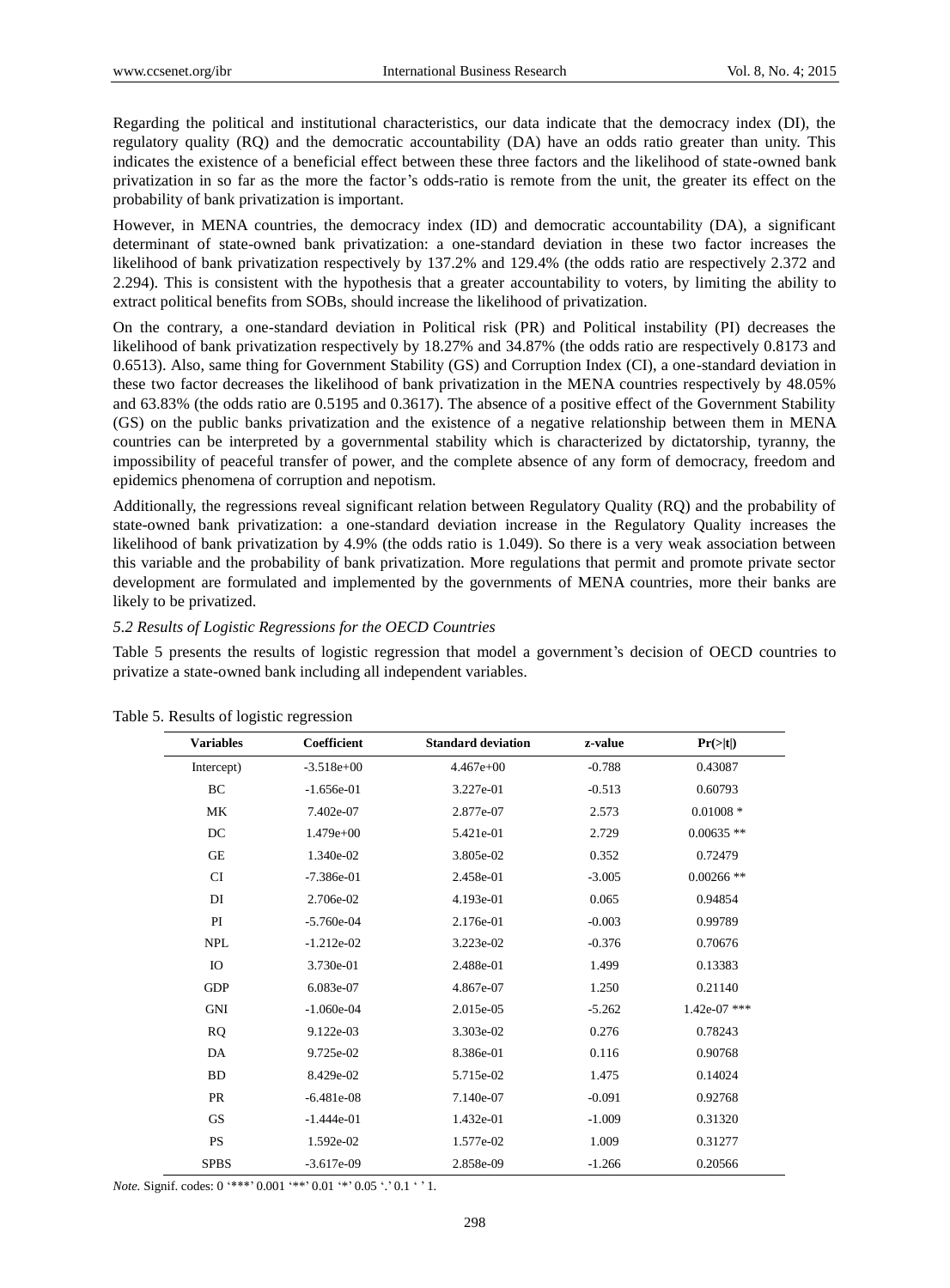Regarding the political and institutional characteristics, our data indicate that the democracy index (DI), the regulatory quality (RQ) and the democratic accountability (DA) have an odds ratio greater than unity. This indicates the existence of a beneficial effect between these three factors and the likelihood of state-owned bank privatization in so far as the more the factor's odds-ratio is remote from the unit, the greater its effect on the probability of bank privatization is important.

However, in MENA countries, the democracy index (ID) and democratic accountability (DA), a significant determinant of state-owned bank privatization: a one-standard deviation in these two factor increases the likelihood of bank privatization respectively by 137.2% and 129.4% (the odds ratio are respectively 2.372 and 2.294). This is consistent with the hypothesis that a greater accountability to voters, by limiting the ability to extract political benefits from SOBs, should increase the likelihood of privatization.

On the contrary, a one-standard deviation in Political risk (PR) and Political instability (PI) decreases the likelihood of bank privatization respectively by 18.27% and 34.87% (the odds ratio are respectively 0.8173 and 0.6513). Also, same thing for Government Stability (GS) and Corruption Index (CI), a one-standard deviation in these two factor decreases the likelihood of bank privatization in the MENA countries respectively by 48.05% and 63.83% (the odds ratio are 0.5195 and 0.3617). The absence of a positive effect of the Government Stability (GS) on the public banks privatization and the existence of a negative relationship between them in MENA countries can be interpreted by a governmental stability which is characterized by dictatorship, tyranny, the impossibility of peaceful transfer of power, and the complete absence of any form of democracy, freedom and epidemics phenomena of corruption and nepotism.

Additionally, the regressions reveal significant relation between Regulatory Quality (RQ) and the probability of state-owned bank privatization: a one-standard deviation increase in the Regulatory Quality increases the likelihood of bank privatization by 4.9% (the odds ratio is 1.049). So there is a very weak association between this variable and the probability of bank privatization. More regulations that permit and promote private sector development are formulated and implemented by the governments of MENA countries, more their banks are likely to be privatized.

### *5.2 Results of Logistic Regressions for the OECD Countries*

Table 5 presents the results of logistic regression that model a government's decision of OECD countries to privatize a state-owned bank including all independent variables.

Table 5. Results of logistic regression

| Variables | Coefficient | Standard deviation | z-value | Pr(>\|t\|) |
|---|---|---|---|---|
| Intercept) | -3.518e+00 | 4.467e+00 | -0.788 | 0.43087 |
| BC | -1.656e-01 | 3.227e-01 | -0.513 | 0.60793 |
| MK | 7.402e-07 | 2.877e-07 | 2.573 | 0.01008 * |
| DC | 1.479e+00 | 5.421e-01 | 2.729 | 0.00635 ** |
| GE | 1.340e-02 | 3.805e-02 | 0.352 | 0.72479 |
| CI | -7.386e-01 | 2.458e-01 | -3.005 | 0.00266 ** |
| DI | 2.706e-02 | 4.193e-01 | 0.065 | 0.94854 |
| PI | -5.760e-04 | 2.176e-01 | -0.003 | 0.99789 |
| NPL | -1.212e-02 | 3.223e-02 | -0.376 | 0.70676 |
| IO | 3.730e-01 | 2.488e-01 | 1.499 | 0.13383 |
| GDP | 6.083e-07 | 4.867e-07 | 1.250 | 0.21140 |
| GNI | -1.060e-04 | 2.015e-05 | -5.262 | 1.42e-07 *** |
| RQ | 9.122e-03 | 3.303e-02 | 0.276 | 0.78243 |
| DA | 9.725e-02 | 8.386e-01 | 0.116 | 0.90768 |
| BD | 8.429e-02 | 5.715e-02 | 1.475 | 0.14024 |
| PR | -6.481e-08 | 7.140e-07 | -0.091 | 0.92768 |
| GS | -1.444e-01 | 1.432e-01 | -1.009 | 0.31320 |
| PS | 1.592e-02 | 1.577e-02 | 1.009 | 0.31277 |
| SPBS | -3.617e-09 | 2.858e-09 | -1.266 | 0.20566 |

*Note.* Signif. codes: 0 '***' 0.001 '**' 0.01 '*' 0.05 '.' 0.1 ' ' 1.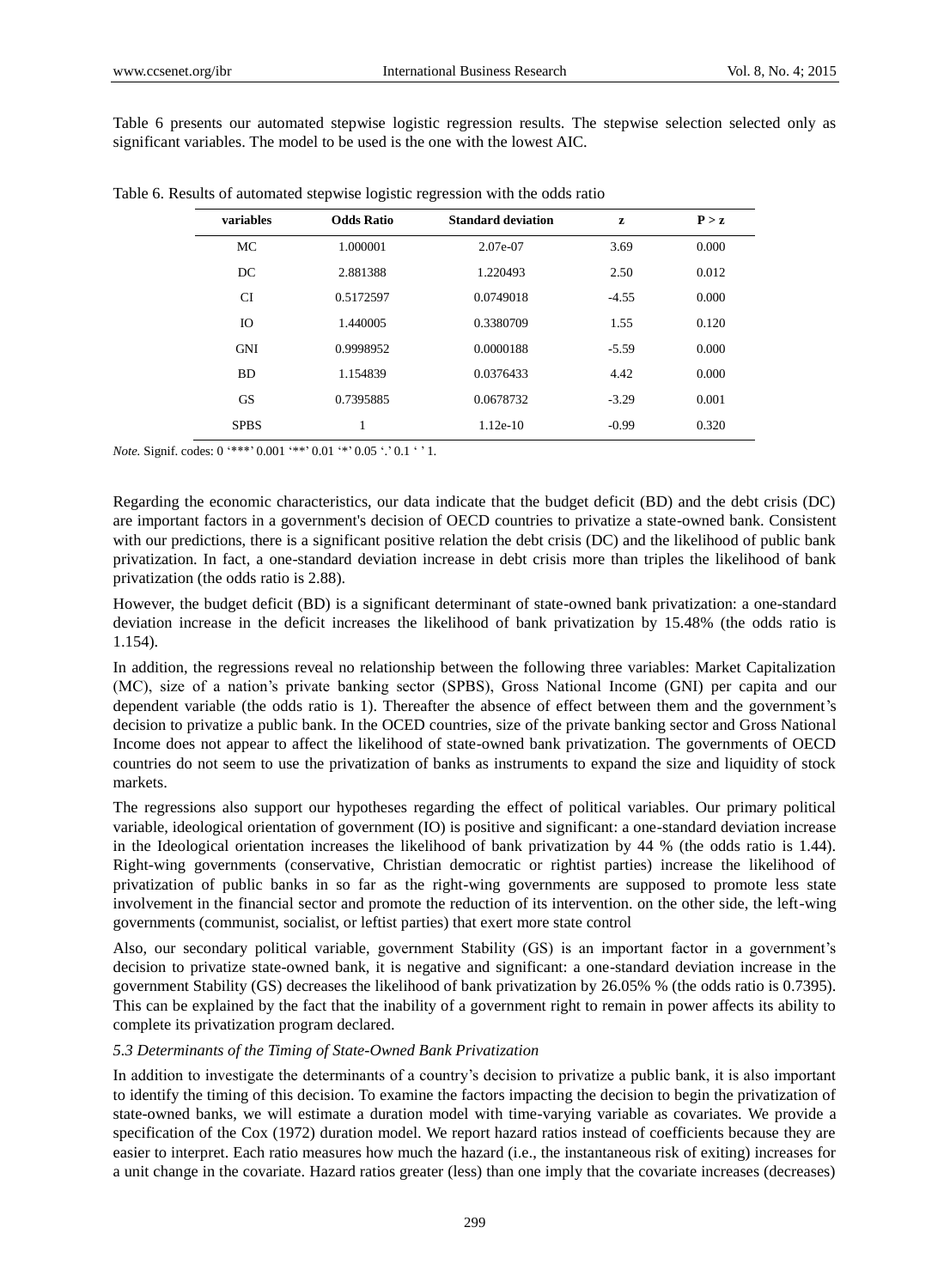Table 6 presents our automated stepwise logistic regression results. The stepwise selection selected only as significant variables. The model to be used is the one with the lowest AIC.

Table 6. Results of automated stepwise logistic regression with the odds ratio

| variables | Odds Ratio | Standard deviation | z | P > z |
|---|---|---|---|---|
| MC | 1.000001 | 2.07e-07 | 3.69 | 0.000 |
| DC | 2.881388 | 1.220493 | 2.50 | 0.012 |
| CI | 0.5172597 | 0.0749018 | -4.55 | 0.000 |
| IO | 1.440005 | 0.3380709 | 1.55 | 0.120 |
| GNI | 0.9998952 | 0.0000188 | -5.59 | 0.000 |
| BD | 1.154839 | 0.0376433 | 4.42 | 0.000 |
| GS | 0.7395885 | 0.0678732 | -3.29 | 0.001 |
| SPBS | 1 | 1.12e-10 | -0.99 | 0.320 |

*Note.* Signif. codes: 0 '***' 0.001 '**' 0.01 '*' 0.05 '.' 0.1 ' ' 1.

Regarding the economic characteristics, our data indicate that the budget deficit (BD) and the debt crisis (DC) are important factors in a government's decision of OECD countries to privatize a state-owned bank. Consistent with our predictions, there is a significant positive relation the debt crisis (DC) and the likelihood of public bank privatization. In fact, a one-standard deviation increase in debt crisis more than triples the likelihood of bank privatization (the odds ratio is 2.88).

However, the budget deficit (BD) is a significant determinant of state-owned bank privatization: a one-standard deviation increase in the deficit increases the likelihood of bank privatization by 15.48% (the odds ratio is 1.154).

In addition, the regressions reveal no relationship between the following three variables: Market Capitalization (MC), size of a nation's private banking sector (SPBS), Gross National Income (GNI) per capita and our dependent variable (the odds ratio is 1). Thereafter the absence of effect between them and the government's decision to privatize a public bank. In the OCED countries, size of the private banking sector and Gross National Income does not appear to affect the likelihood of state-owned bank privatization. The governments of OECD countries do not seem to use the privatization of banks as instruments to expand the size and liquidity of stock markets.

The regressions also support our hypotheses regarding the effect of political variables. Our primary political variable, ideological orientation of government (IO) is positive and significant: a one-standard deviation increase in the Ideological orientation increases the likelihood of bank privatization by 44 % (the odds ratio is 1.44). Right-wing governments (conservative, Christian democratic or rightist parties) increase the likelihood of privatization of public banks in so far as the right-wing governments are supposed to promote less state involvement in the financial sector and promote the reduction of its intervention. on the other side, the left-wing governments (communist, socialist, or leftist parties) that exert more state control

Also, our secondary political variable, government Stability (GS) is an important factor in a government's decision to privatize state-owned bank, it is negative and significant: a one-standard deviation increase in the government Stability (GS) decreases the likelihood of bank privatization by 26.05% % (the odds ratio is 0.7395). This can be explained by the fact that the inability of a government right to remain in power affects its ability to complete its privatization program declared.

### *5.3 Determinants of the Timing of State-Owned Bank Privatization*

In addition to investigate the determinants of a country's decision to privatize a public bank, it is also important to identify the timing of this decision. To examine the factors impacting the decision to begin the privatization of state-owned banks, we will estimate a duration model with time-varying variable as covariates. We provide a specification of the Cox (1972) duration model. We report hazard ratios instead of coefficients because they are easier to interpret. Each ratio measures how much the hazard (i.e., the instantaneous risk of exiting) increases for a unit change in the covariate. Hazard ratios greater (less) than one imply that the covariate increases (decreases)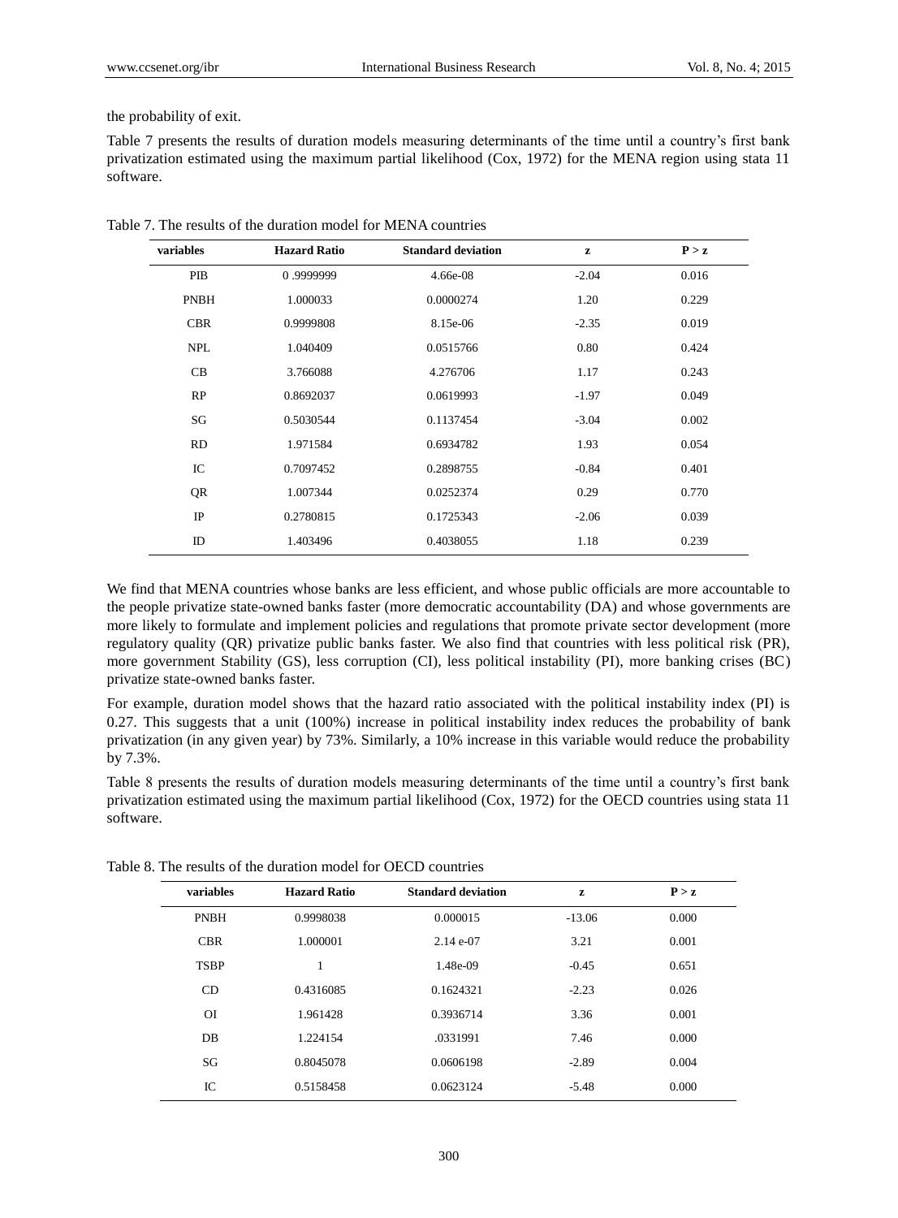the probability of exit.

Table 7 presents the results of duration models measuring determinants of the time until a country's first bank privatization estimated using the maximum partial likelihood (Cox, 1972) for the MENA region using stata 11 software.

Table 7. The results of the duration model for MENA countries

| variables | Hazard Ratio | Standard deviation | z | P > z |
|---|---|---|---|---|
| PIB | 0 .9999999 | 4.66e-08 | -2.04 | 0.016 |
| PNBH | 1.000033 | 0.0000274 | 1.20 | 0.229 |
| CBR | 0.9999808 | 8.15e-06 | -2.35 | 0.019 |
| NPL | 1.040409 | 0.0515766 | 0.80 | 0.424 |
| CB | 3.766088 | 4.276706 | 1.17 | 0.243 |
| RP | 0.8692037 | 0.0619993 | -1.97 | 0.049 |
| SG | 0.5030544 | 0.1137454 | -3.04 | 0.002 |
| RD | 1.971584 | 0.6934782 | 1.93 | 0.054 |
| IC | 0.7097452 | 0.2898755 | -0.84 | 0.401 |
| QR | 1.007344 | 0.0252374 | 0.29 | 0.770 |
| IP | 0.2780815 | 0.1725343 | -2.06 | 0.039 |
| ID | 1.403496 | 0.4038055 | 1.18 | 0.239 |

We find that MENA countries whose banks are less efficient, and whose public officials are more accountable to the people privatize state-owned banks faster (more democratic accountability (DA) and whose governments are more likely to formulate and implement policies and regulations that promote private sector development (more regulatory quality (QR) privatize public banks faster. We also find that countries with less political risk (PR), more government Stability (GS), less corruption (CI), less political instability (PI), more banking crises (BC) privatize state-owned banks faster.

For example, duration model shows that the hazard ratio associated with the political instability index (PI) is 0.27. This suggests that a unit (100%) increase in political instability index reduces the probability of bank privatization (in any given year) by 73%. Similarly, a 10% increase in this variable would reduce the probability by 7.3%.

Table 8 presents the results of duration models measuring determinants of the time until a country's first bank privatization estimated using the maximum partial likelihood (Cox, 1972) for the OECD countries using stata 11 software.

Table 8. The results of the duration model for OECD countries

| variables | Hazard Ratio | Standard deviation | z | P > z |
|---|---|---|---|---|
| PNBH | 0.9998038 | 0.000015 | -13.06 | 0.000 |
| CBR | 1.000001 | 2.14 e-07 | 3.21 | 0.001 |
| TSBP | 1 | 1.48e-09 | -0.45 | 0.651 |
| CD | 0.4316085 | 0.1624321 | -2.23 | 0.026 |
| OI | 1.961428 | 0.3936714 | 3.36 | 0.001 |
| DB | 1.224154 | .0331991 | 7.46 | 0.000 |
| SG | 0.8045078 | 0.0606198 | -2.89 | 0.004 |
| IC | 0.5158458 | 0.0623124 | -5.48 | 0.000 |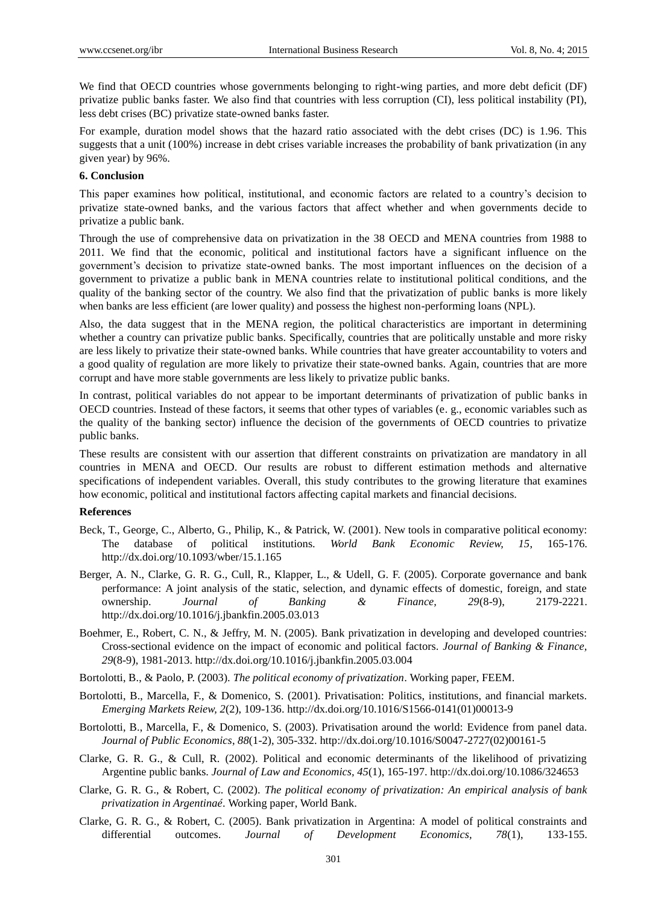We find that OECD countries whose governments belonging to right-wing parties, and more debt deficit (DF) privatize public banks faster. We also find that countries with less corruption (CI), less political instability (PI), less debt crises (BC) privatize state-owned banks faster.

For example, duration model shows that the hazard ratio associated with the debt crises (DC) is 1.96. This suggests that a unit (100%) increase in debt crises variable increases the probability of bank privatization (in any given year) by 96%.

## 6. Conclusion

This paper examines how political, institutional, and economic factors are related to a country's decision to privatize state-owned banks, and the various factors that affect whether and when governments decide to privatize a public bank.

Through the use of comprehensive data on privatization in the 38 OECD and MENA countries from 1988 to 2011. We find that the economic, political and institutional factors have a significant influence on the government's decision to privatize state-owned banks. The most important influences on the decision of a government to privatize a public bank in MENA countries relate to institutional political conditions, and the quality of the banking sector of the country. We also find that the privatization of public banks is more likely when banks are less efficient (are lower quality) and possess the highest non-performing loans (NPL).

Also, the data suggest that in the MENA region, the political characteristics are important in determining whether a country can privatize public banks. Specifically, countries that are politically unstable and more risky are less likely to privatize their state-owned banks. While countries that have greater accountability to voters and a good quality of regulation are more likely to privatize their state-owned banks. Again, countries that are more corrupt and have more stable governments are less likely to privatize public banks.

In contrast, political variables do not appear to be important determinants of privatization of public banks in OECD countries. Instead of these factors, it seems that other types of variables (e. g., economic variables such as the quality of the banking sector) influence the decision of the governments of OECD countries to privatize public banks.

These results are consistent with our assertion that different constraints on privatization are mandatory in all countries in MENA and OECD. Our results are robust to different estimation methods and alternative specifications of independent variables. Overall, this study contributes to the growing literature that examines how economic, political and institutional factors affecting capital markets and financial decisions.

## References

Beck, T., George, C., Alberto, G., Philip, K., & Patrick, W. (2001). New tools in comparative political economy: The database of political institutions. *World Bank Economic Review, 15*, 165-176. http://dx.doi.org/10.1093/wber/15.1.165

Berger, A. N., Clarke, G. R. G., Cull, R., Klapper, L., & Udell, G. F. (2005). Corporate governance and bank performance: A joint analysis of the static, selection, and dynamic effects of domestic, foreign, and state ownership. *Journal of Banking & Finance, 29*(8-9), 2179-2221. http://dx.doi.org/10.1016/j.jbankfin.2005.03.013

Boehmer, E., Robert, C. N., & Jeffry, M. N. (2005). Bank privatization in developing and developed countries: Cross-sectional evidence on the impact of economic and political factors. *Journal of Banking & Finance, 29*(8-9), 1981-2013. http://dx.doi.org/10.1016/j.jbankfin.2005.03.004

Bortolotti, B., & Paolo, P. (2003). *The political economy of privatization*. Working paper, FEEM.

Bortolotti, B., Marcella, F., & Domenico, S. (2001). Privatisation: Politics, institutions, and financial markets. *Emerging Markets Reiew, 2*(2), 109-136. http://dx.doi.org/10.1016/S1566-0141(01)00013-9

Bortolotti, B., Marcella, F., & Domenico, S. (2003). Privatisation around the world: Evidence from panel data. *Journal of Public Economics*, *88*(1-2), 305-332. http://dx.doi.org/10.1016/S0047-2727(02)00161-5

Clarke, G. R. G., & Cull, R. (2002). Political and economic determinants of the likelihood of privatizing Argentine public banks. *Journal of Law and Economics*, *45*(1), 165-197. http://dx.doi.org/10.1086/324653

Clarke, G. R. G., & Robert, C. (2002). *The political economy of privatization: An empirical analysis of bank privatization in Argentinaé*. Working paper, World Bank.

Clarke, G. R. G., & Robert, C. (2005). Bank privatization in Argentina: A model of political constraints and differential outcomes. *Journal of Development Economics, 78*(1), 133-155.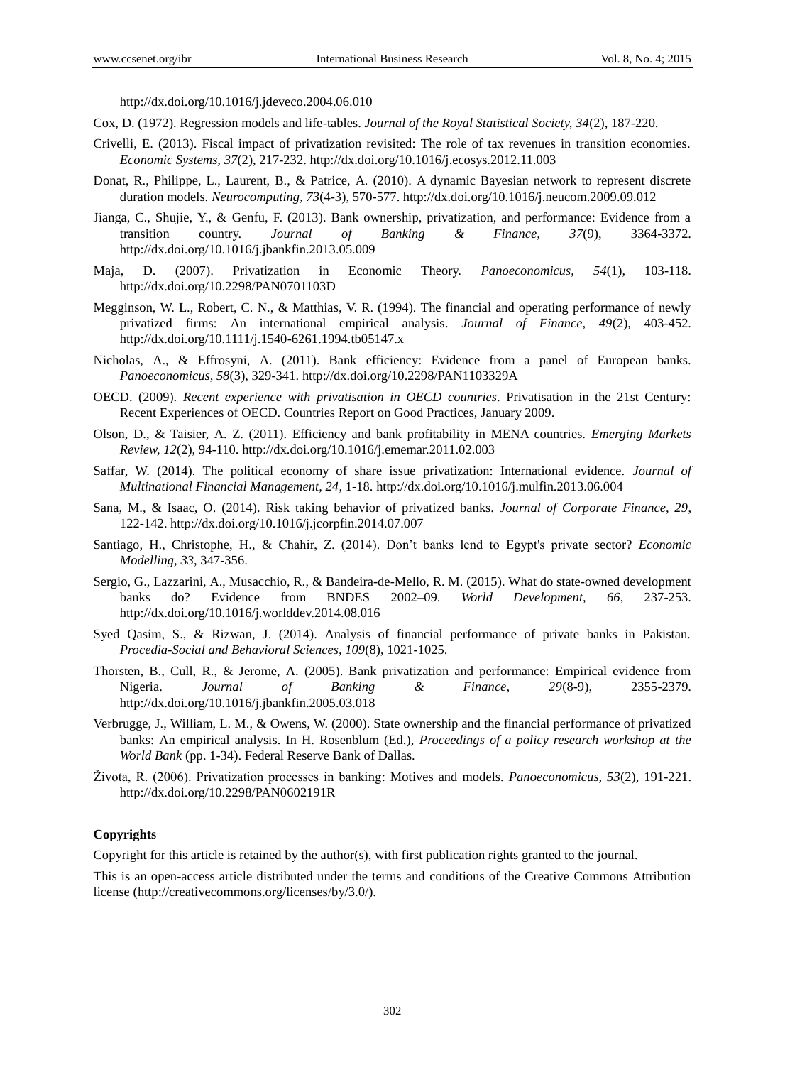http://dx.doi.org/10.1016/j.jdeveco.2004.06.010

Cox, D. (1972). Regression models and life-tables. *Journal of the Royal Statistical Society, 34*(2), 187-220.

Crivelli, E. (2013). Fiscal impact of privatization revisited: The role of tax revenues in transition economies. *Economic Systems, 37*(2), 217-232. http://dx.doi.org/10.1016/j.ecosys.2012.11.003

Donat, R., Philippe, L., Laurent, B., & Patrice, A. (2010). A dynamic Bayesian network to represent discrete duration models. *Neurocomputing, 73*(4-3), 570-577. http://dx.doi.org/10.1016/j.neucom.2009.09.012

Jianga, C., Shujie, Y., & Genfu, F. (2013). Bank ownership, privatization, and performance: Evidence from a transition country. *Journal of Banking & Finance, 37*(9), 3364-3372. http://dx.doi.org/10.1016/j.jbankfin.2013.05.009

Maja, D. (2007). Privatization in Economic Theory. *Panoeconomicus, 54*(1), 103-118. http://dx.doi.org/10.2298/PAN0701103D

Megginson, W. L., Robert, C. N., & Matthias, V. R. (1994). The financial and operating performance of newly privatized firms: An international empirical analysis. *Journal of Finance, 49*(2), 403-452. http://dx.doi.org/10.1111/j.1540-6261.1994.tb05147.x

Nicholas, A., & Effrosyni, A. (2011). Bank efficiency: Evidence from a panel of European banks. *Panoeconomicus, 58*(3), 329-341. http://dx.doi.org/10.2298/PAN1103329A

OECD. (2009). *Recent experience with privatisation in OECD countries*. Privatisation in the 21st Century: Recent Experiences of OECD. Countries Report on Good Practices, January 2009.

Olson, D., & Taisier, A. Z. (2011). Efficiency and bank profitability in MENA countries. *Emerging Markets Review, 12*(2), 94-110. http://dx.doi.org/10.1016/j.ememar.2011.02.003

Saffar, W. (2014). The political economy of share issue privatization: International evidence. *Journal of Multinational Financial Management, 24*, 1-18. http://dx.doi.org/10.1016/j.mulfin.2013.06.004

Sana, M., & Isaac, O. (2014). Risk taking behavior of privatized banks. *Journal of Corporate Finance, 29*, 122-142. http://dx.doi.org/10.1016/j.jcorpfin.2014.07.007

Santiago, H., Christophe, H., & Chahir, Z. (2014). Don't banks lend to Egypt's private sector? *Economic Modelling, 33*, 347-356.

Sergio, G., Lazzarini, A., Musacchio, R., & Bandeira-de-Mello, R. M. (2015). What do state-owned development banks do? Evidence from BNDES 2002–09. *World Development, 66*, 237-253. http://dx.doi.org/10.1016/j.worlddev.2014.08.016

Syed Qasim, S., & Rizwan, J. (2014). Analysis of financial performance of private banks in Pakistan. *Procedia-Social and Behavioral Sciences, 109*(8), 1021-1025.

Thorsten, B., Cull, R., & Jerome, A. (2005). Bank privatization and performance: Empirical evidence from Nigeria. *Journal of Banking & Finance, 29*(8-9), 2355-2379. http://dx.doi.org/10.1016/j.jbankfin.2005.03.018

Verbrugge, J., William, L. M., & Owens, W. (2000). State ownership and the financial performance of privatized banks: An empirical analysis. In H. Rosenblum (Ed.), *Proceedings of a policy research workshop at the World Bank* (pp. 1-34). Federal Reserve Bank of Dallas.

Života, R. (2006). Privatization processes in banking: Motives and models. *Panoeconomicus, 53*(2), 191-221. http://dx.doi.org/10.2298/PAN0602191R

**Copyrights**

Copyright for this article is retained by the author(s), with first publication rights granted to the journal.

This is an open-access article distributed under the terms and conditions of the Creative Commons Attribution license (http://creativecommons.org/licenses/by/3.0/).